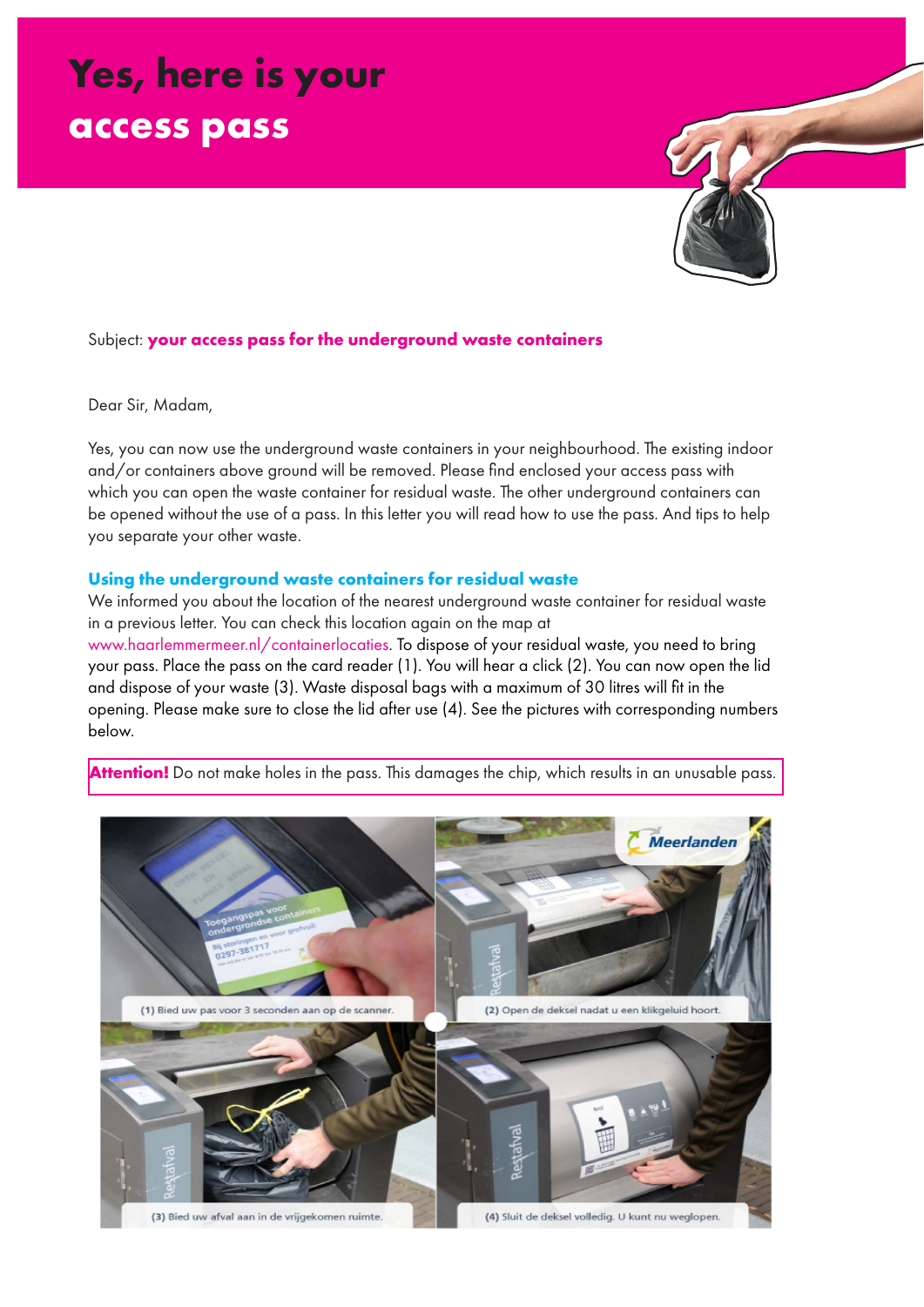# Yes, here is your access pass

Subject: **your access pass for the underground waste containers**

Dear Sir, Madam,

Yes, you can now use the underground waste containers in your neighbourhood. The existing indoor and/or containers above ground will be removed. Please find enclosed your access pass with which you can open the waste container for residual waste. The other underground containers can be opened without the use of a pass. In this letter you will read how to use the pass. And tips to help you separate your other waste.

## Using the underground waste containers for residual waste

We informed you about the location of the nearest underground waste container for residual waste in a previous letter. You can check this location again on the map at www.haarlemmermeer.nl/containerlocaties. To dispose of your residual waste, you need to bring your pass. Place the pass on the card reader (1). You will hear a click (2). You can now open the lid and dispose of your waste (3). Waste disposal bags with a maximum of 30 litres will fit in the opening. Please make sure to close the lid after use (4). See the pictures with corresponding numbers below.

**Attention!** Do not make holes in the pass. This damages the chip, which results in an unusable pass.

(1) Bied uw pas voor 3 seconden aan op de scanner.

(2) Open de deksel nadat u een klikgeluid hoort.

(3) Bied uw afval aan in de vrijgekomen ruimte.

(4) Sluit de deksel volledig. U kunt nu weglopen.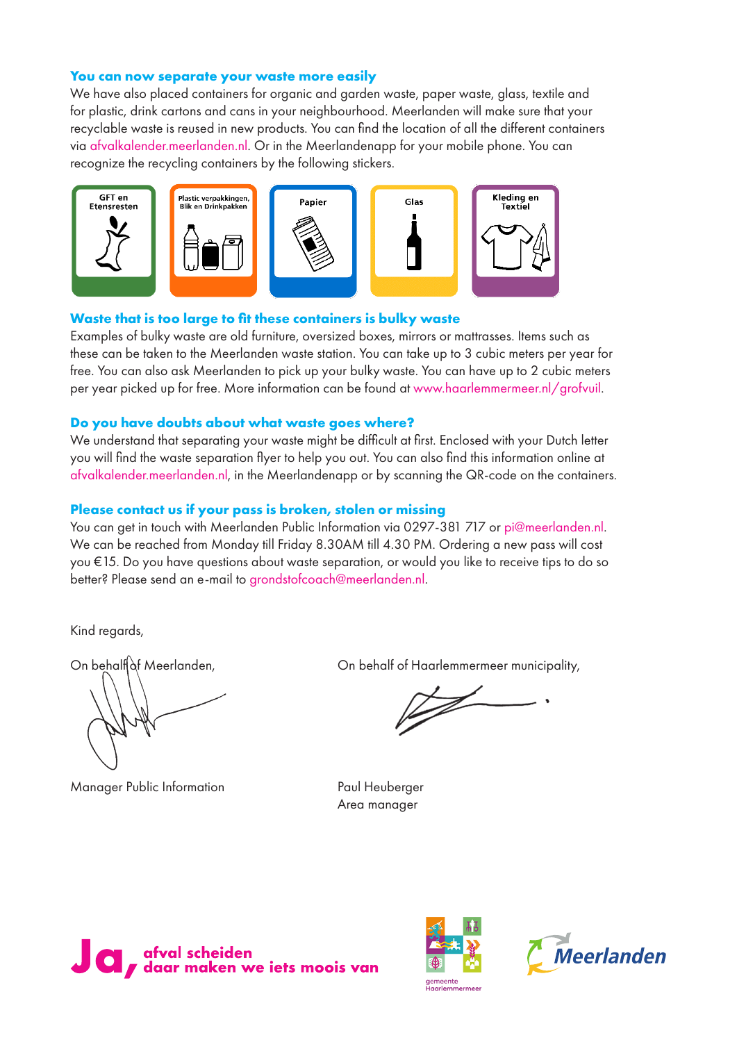## You can now separate your waste more easily

We have also placed containers for organic and garden waste, paper waste, glass, textile and for plastic, drink cartons and cans in your neighbourhood. Meerlanden will make sure that your recyclable waste is reused in new products. You can find the location of all the different containers via afvalkalender.meerlanden.nl. Or in the Meerlandenapp for your mobile phone. You can recognize the recycling containers by the following stickers.

GFT en Etensresten

Plastic verpakkingen, Blik en Drinkpakken

Papier

Glas

Kleding en Textiel

## Waste that is too large to fit these containers is bulky waste

Examples of bulky waste are old furniture, oversized boxes, mirrors or mattrasses. Items such as these can be taken to the Meerlanden waste station. You can take up to 3 cubic meters per year for free. You can also ask Meerlanden to pick up your bulky waste. You can have up to 2 cubic meters per year picked up for free. More information can be found at www.haarlemmermeer.nl/grofvuil.

## Do you have doubts about what waste goes where?

We understand that separating your waste might be difficult at first. Enclosed with your Dutch letter you will find the waste separation flyer to help you out. You can also find this information online at afvalkalender.meerlanden.nl, in the Meerlandenapp or by scanning the QR-code on the containers.

## Please contact us if your pass is broken, stolen or missing

You can get in touch with Meerlanden Public Information via 0297-381 717 or pi@meerlanden.nl. We can be reached from Monday till Friday 8.30AM till 4.30 PM. Ordering a new pass will cost you €15. Do you have questions about waste separation, or would you like to receive tips to do so better? Please send an e-mail to grondstofcoach@meerlanden.nl.

Kind regards,

On behalf of Meerlanden,

Manager Public Information

On behalf of Haarlemmermeer municipality,

Paul Heuberger
Area manager

**Ja, afval scheiden daar maken we iets moois van**

gemeente Haarlemmermeer

Meerlanden